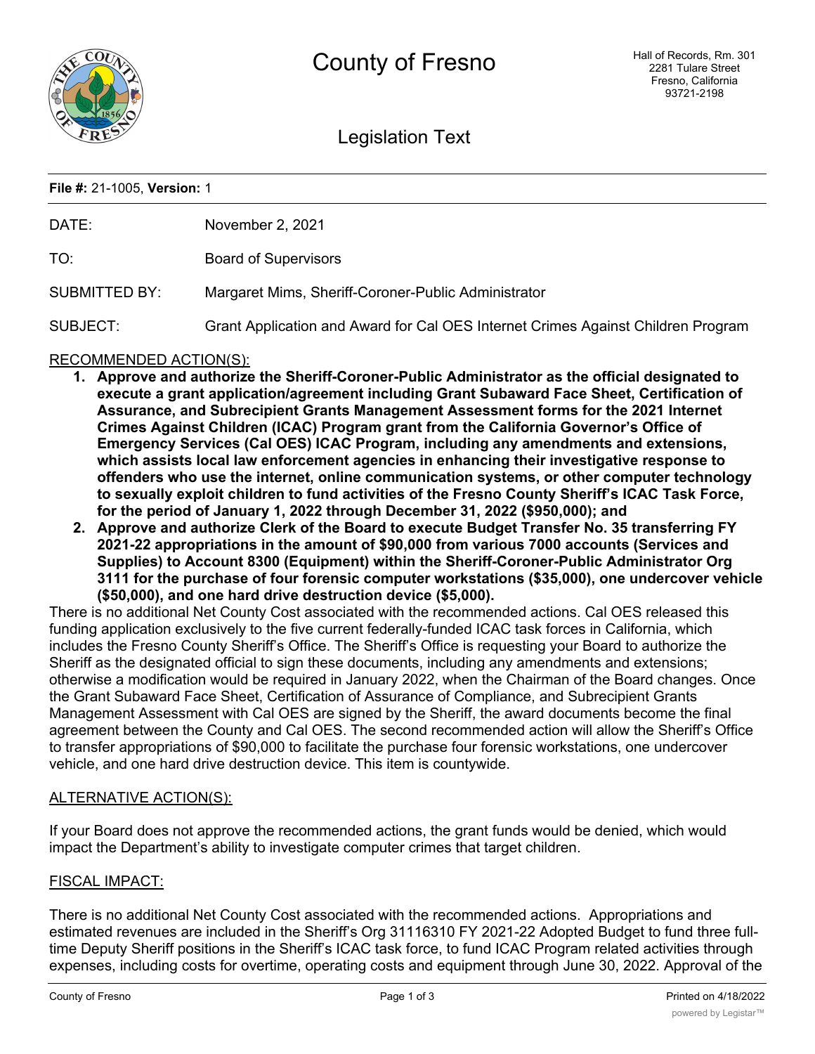# County of Fresno

Hall of Records, Rm. 301
2281 Tulare Street
Fresno, California
93721-2198

## Legislation Text

**File #:** 21-1005, **Version:** 1

| | |
|---|---|
| DATE: | November 2, 2021 |
| TO: | Board of Supervisors |
| SUBMITTED BY: | Margaret Mims, Sheriff-Coroner-Public Administrator |
| SUBJECT: | Grant Application and Award for Cal OES Internet Crimes Against Children Program |

RECOMMENDED ACTION(S):

1. **Approve and authorize the Sheriff-Coroner-Public Administrator as the official designated to execute a grant application/agreement including Grant Subaward Face Sheet, Certification of Assurance, and Subrecipient Grants Management Assessment forms for the 2021 Internet Crimes Against Children (ICAC) Program grant from the California Governor's Office of Emergency Services (Cal OES) ICAC Program, including any amendments and extensions, which assists local law enforcement agencies in enhancing their investigative response to offenders who use the internet, online communication systems, or other computer technology to sexually exploit children to fund activities of the Fresno County Sheriff's ICAC Task Force, for the period of January 1, 2022 through December 31, 2022 ($950,000); and**
2. **Approve and authorize Clerk of the Board to execute Budget Transfer No. 35 transferring FY 2021-22 appropriations in the amount of $90,000 from various 7000 accounts (Services and Supplies) to Account 8300 (Equipment) within the Sheriff-Coroner-Public Administrator Org 3111 for the purchase of four forensic computer workstations ($35,000), one undercover vehicle ($50,000), and one hard drive destruction device ($5,000).**

There is no additional Net County Cost associated with the recommended actions. Cal OES released this funding application exclusively to the five current federally-funded ICAC task forces in California, which includes the Fresno County Sheriff's Office. The Sheriff's Office is requesting your Board to authorize the Sheriff as the designated official to sign these documents, including any amendments and extensions; otherwise a modification would be required in January 2022, when the Chairman of the Board changes. Once the Grant Subaward Face Sheet, Certification of Assurance of Compliance, and Subrecipient Grants Management Assessment with Cal OES are signed by the Sheriff, the award documents become the final agreement between the County and Cal OES. The second recommended action will allow the Sheriff's Office to transfer appropriations of $90,000 to facilitate the purchase four forensic workstations, one undercover vehicle, and one hard drive destruction device. This item is countywide.

ALTERNATIVE ACTION(S):

If your Board does not approve the recommended actions, the grant funds would be denied, which would impact the Department's ability to investigate computer crimes that target children.

FISCAL IMPACT:

There is no additional Net County Cost associated with the recommended actions. Appropriations and estimated revenues are included in the Sheriff's Org 31116310 FY 2021-22 Adopted Budget to fund three full-time Deputy Sheriff positions in the Sheriff's ICAC task force, to fund ICAC Program related activities through expenses, including costs for overtime, operating costs and equipment through June 30, 2022. Approval of the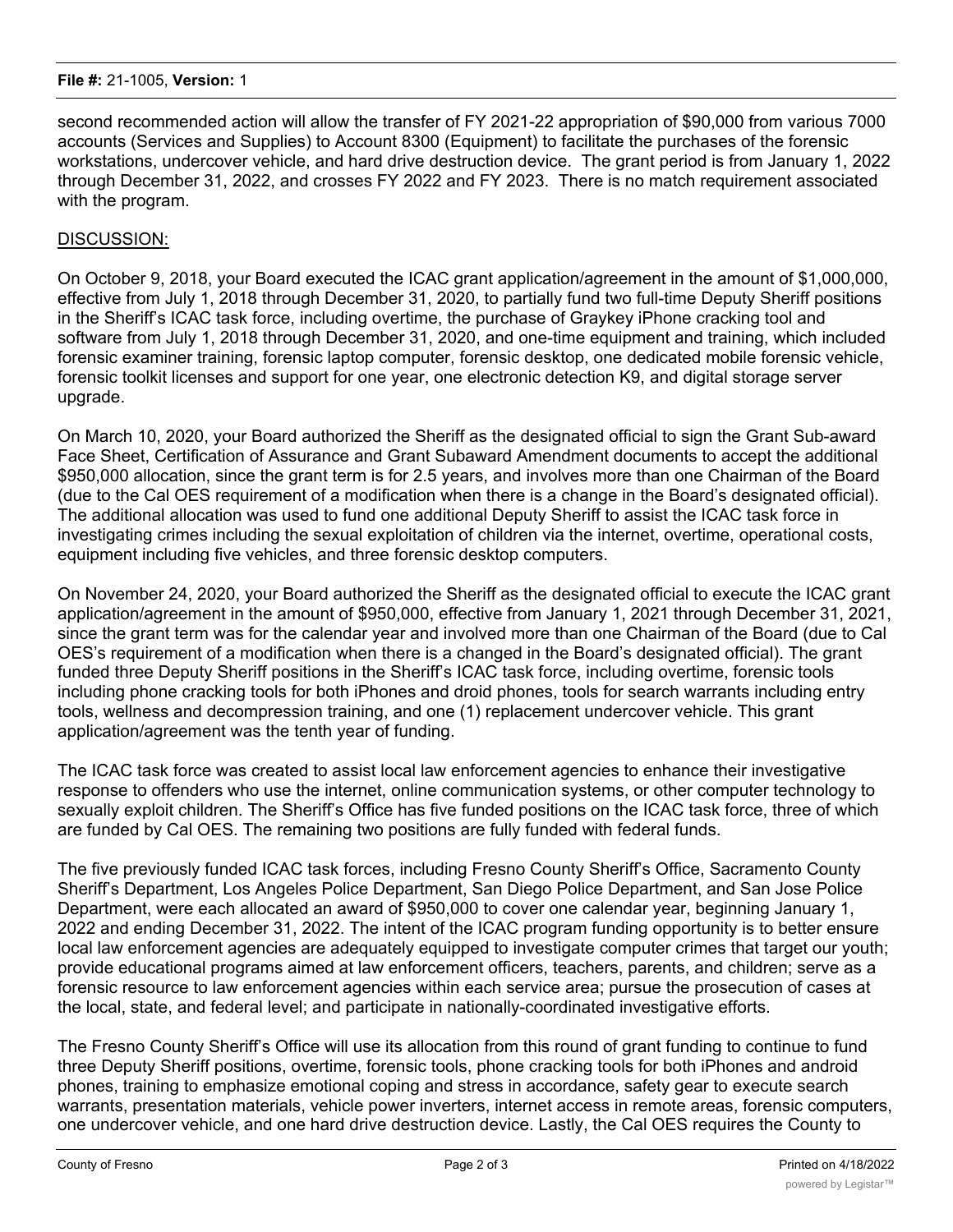second recommended action will allow the transfer of FY 2021-22 appropriation of $90,000 from various 7000 accounts (Services and Supplies) to Account 8300 (Equipment) to facilitate the purchases of the forensic workstations, undercover vehicle, and hard drive destruction device. The grant period is from January 1, 2022 through December 31, 2022, and crosses FY 2022 and FY 2023. There is no match requirement associated with the program.

DISCUSSION:

On October 9, 2018, your Board executed the ICAC grant application/agreement in the amount of $1,000,000, effective from July 1, 2018 through December 31, 2020, to partially fund two full-time Deputy Sheriff positions in the Sheriff's ICAC task force, including overtime, the purchase of Graykey iPhone cracking tool and software from July 1, 2018 through December 31, 2020, and one-time equipment and training, which included forensic examiner training, forensic laptop computer, forensic desktop, one dedicated mobile forensic vehicle, forensic toolkit licenses and support for one year, one electronic detection K9, and digital storage server upgrade.

On March 10, 2020, your Board authorized the Sheriff as the designated official to sign the Grant Sub-award Face Sheet, Certification of Assurance and Grant Subaward Amendment documents to accept the additional $950,000 allocation, since the grant term is for 2.5 years, and involves more than one Chairman of the Board (due to the Cal OES requirement of a modification when there is a change in the Board's designated official). The additional allocation was used to fund one additional Deputy Sheriff to assist the ICAC task force in investigating crimes including the sexual exploitation of children via the internet, overtime, operational costs, equipment including five vehicles, and three forensic desktop computers.

On November 24, 2020, your Board authorized the Sheriff as the designated official to execute the ICAC grant application/agreement in the amount of $950,000, effective from January 1, 2021 through December 31, 2021, since the grant term was for the calendar year and involved more than one Chairman of the Board (due to Cal OES's requirement of a modification when there is a changed in the Board's designated official). The grant funded three Deputy Sheriff positions in the Sheriff's ICAC task force, including overtime, forensic tools including phone cracking tools for both iPhones and droid phones, tools for search warrants including entry tools, wellness and decompression training, and one (1) replacement undercover vehicle. This grant application/agreement was the tenth year of funding.

The ICAC task force was created to assist local law enforcement agencies to enhance their investigative response to offenders who use the internet, online communication systems, or other computer technology to sexually exploit children. The Sheriff's Office has five funded positions on the ICAC task force, three of which are funded by Cal OES. The remaining two positions are fully funded with federal funds.

The five previously funded ICAC task forces, including Fresno County Sheriff's Office, Sacramento County Sheriff's Department, Los Angeles Police Department, San Diego Police Department, and San Jose Police Department, were each allocated an award of $950,000 to cover one calendar year, beginning January 1, 2022 and ending December 31, 2022. The intent of the ICAC program funding opportunity is to better ensure local law enforcement agencies are adequately equipped to investigate computer crimes that target our youth; provide educational programs aimed at law enforcement officers, teachers, parents, and children; serve as a forensic resource to law enforcement agencies within each service area; pursue the prosecution of cases at the local, state, and federal level; and participate in nationally-coordinated investigative efforts.

The Fresno County Sheriff's Office will use its allocation from this round of grant funding to continue to fund three Deputy Sheriff positions, overtime, forensic tools, phone cracking tools for both iPhones and android phones, training to emphasize emotional coping and stress in accordance, safety gear to execute search warrants, presentation materials, vehicle power inverters, internet access in remote areas, forensic computers, one undercover vehicle, and one hard drive destruction device. Lastly, the Cal OES requires the County to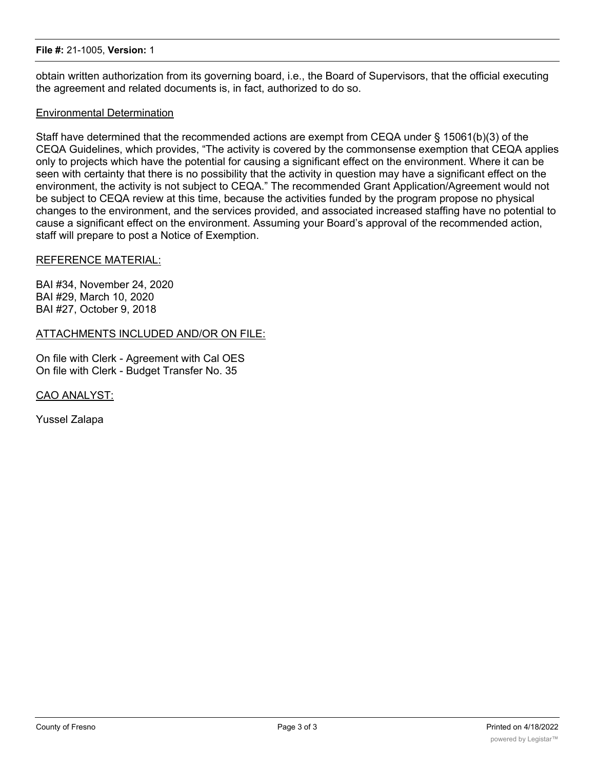obtain written authorization from its governing board, i.e., the Board of Supervisors, that the official executing the agreement and related documents is, in fact, authorized to do so.

Environmental Determination

Staff have determined that the recommended actions are exempt from CEQA under § 15061(b)(3) of the CEQA Guidelines, which provides, "The activity is covered by the commonsense exemption that CEQA applies only to projects which have the potential for causing a significant effect on the environment. Where it can be seen with certainty that there is no possibility that the activity in question may have a significant effect on the environment, the activity is not subject to CEQA." The recommended Grant Application/Agreement would not be subject to CEQA review at this time, because the activities funded by the program propose no physical changes to the environment, and the services provided, and associated increased staffing have no potential to cause a significant effect on the environment. Assuming your Board's approval of the recommended action, staff will prepare to post a Notice of Exemption.

REFERENCE MATERIAL:

BAI #34, November 24, 2020
BAI #29, March 10, 2020
BAI #27, October 9, 2018

ATTACHMENTS INCLUDED AND/OR ON FILE:

On file with Clerk - Agreement with Cal OES
On file with Clerk - Budget Transfer No. 35

CAO ANALYST:

Yussel Zalapa